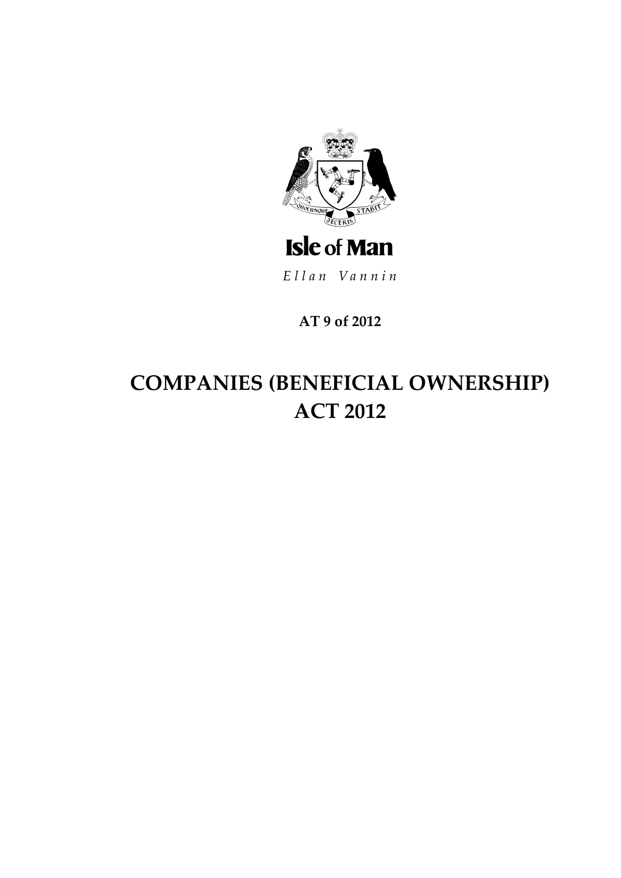Isle of Man

*Ellan Vannin*

**AT 9 of 2012**

# COMPANIES (BENEFICIAL OWNERSHIP) ACT 2012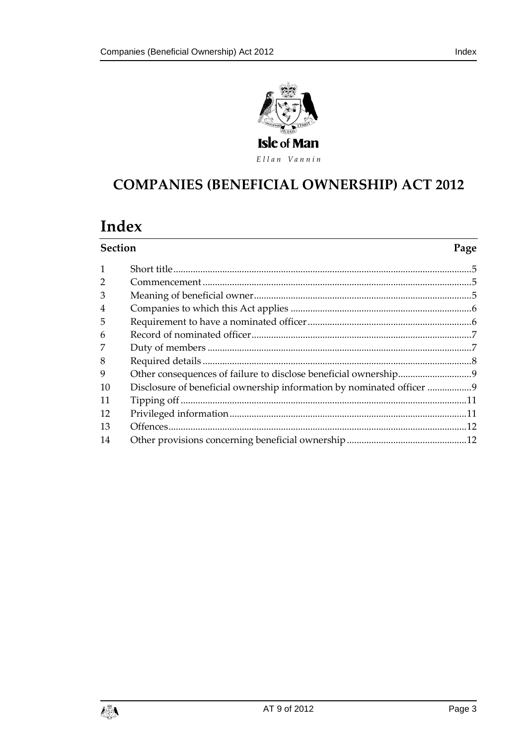Isle of Man

*Ellan Vannin*

# COMPANIES (BENEFICIAL OWNERSHIP) ACT 2012

# Index

| Section | | Page |
|---|---|---|
| 1 | Short title | 5 |
| 2 | Commencement | 5 |
| 3 | Meaning of beneficial owner | 5 |
| 4 | Companies to which this Act applies | 6 |
| 5 | Requirement to have a nominated officer | 6 |
| 6 | Record of nominated officer | 7 |
| 7 | Duty of members | 7 |
| 8 | Required details | 8 |
| 9 | Other consequences of failure to disclose beneficial ownership | 9 |
| 10 | Disclosure of beneficial ownership information by nominated officer | 9 |
| 11 | Tipping off | 11 |
| 12 | Privileged information | 11 |
| 13 | Offences | 12 |
| 14 | Other provisions concerning beneficial ownership | 12 |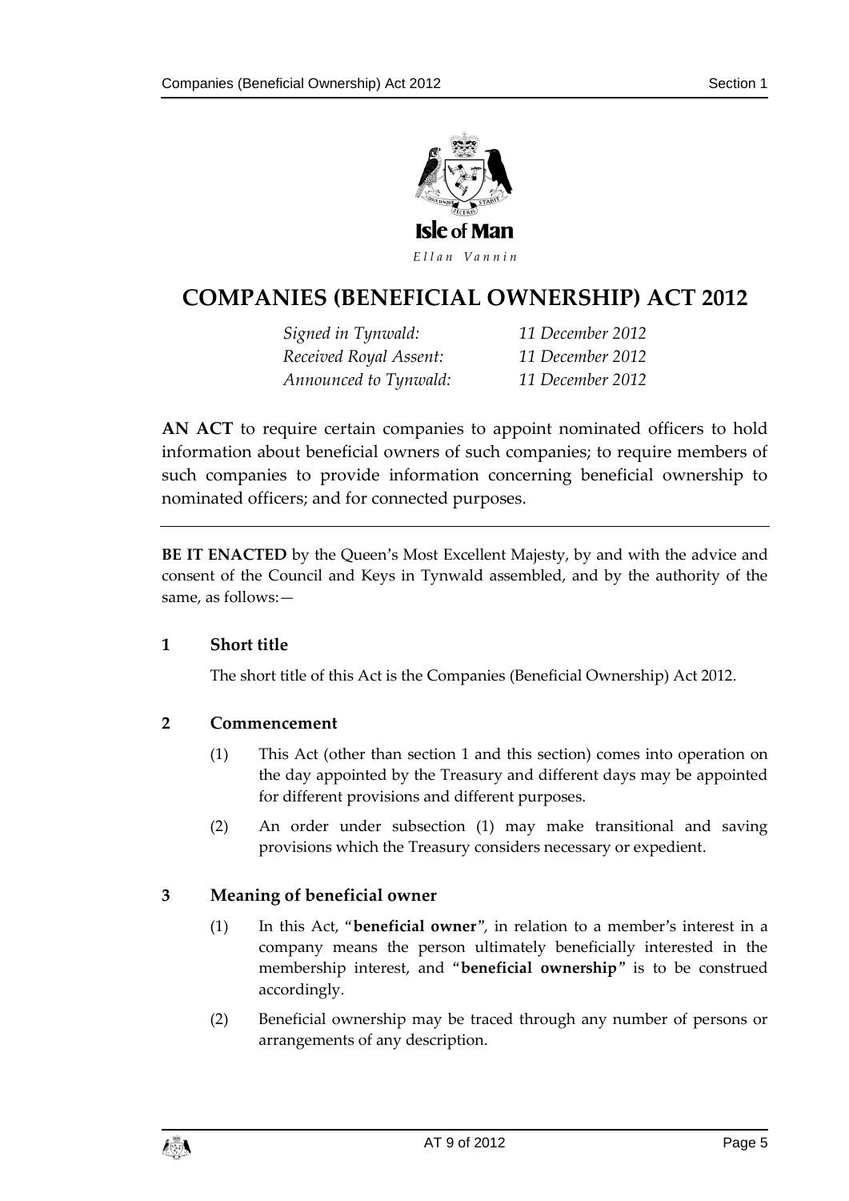Isle of Man

*Ellan Vannin*

# COMPANIES (BENEFICIAL OWNERSHIP) ACT 2012

| | |
|---|---|
| *Signed in Tynwald:* | *11 December 2012* |
| *Received Royal Assent:* | *11 December 2012* |
| *Announced to Tynwald:* | *11 December 2012* |

**AN ACT** to require certain companies to appoint nominated officers to hold information about beneficial owners of such companies; to require members of such companies to provide information concerning beneficial ownership to nominated officers; and for connected purposes.

---

**BE IT ENACTED** by the Queen's Most Excellent Majesty, by and with the advice and consent of the Council and Keys in Tynwald assembled, and by the authority of the same, as follows:—

### 1 Short title

The short title of this Act is the Companies (Beneficial Ownership) Act 2012.

### 2 Commencement

(1) This Act (other than section 1 and this section) comes into operation on the day appointed by the Treasury and different days may be appointed for different provisions and different purposes.

(2) An order under subsection (1) may make transitional and saving provisions which the Treasury considers necessary or expedient.

### 3 Meaning of beneficial owner

(1) In this Act, "**beneficial owner**", in relation to a member's interest in a company means the person ultimately beneficially interested in the membership interest, and "**beneficial ownership**" is to be construed accordingly.

(2) Beneficial ownership may be traced through any number of persons or arrangements of any description.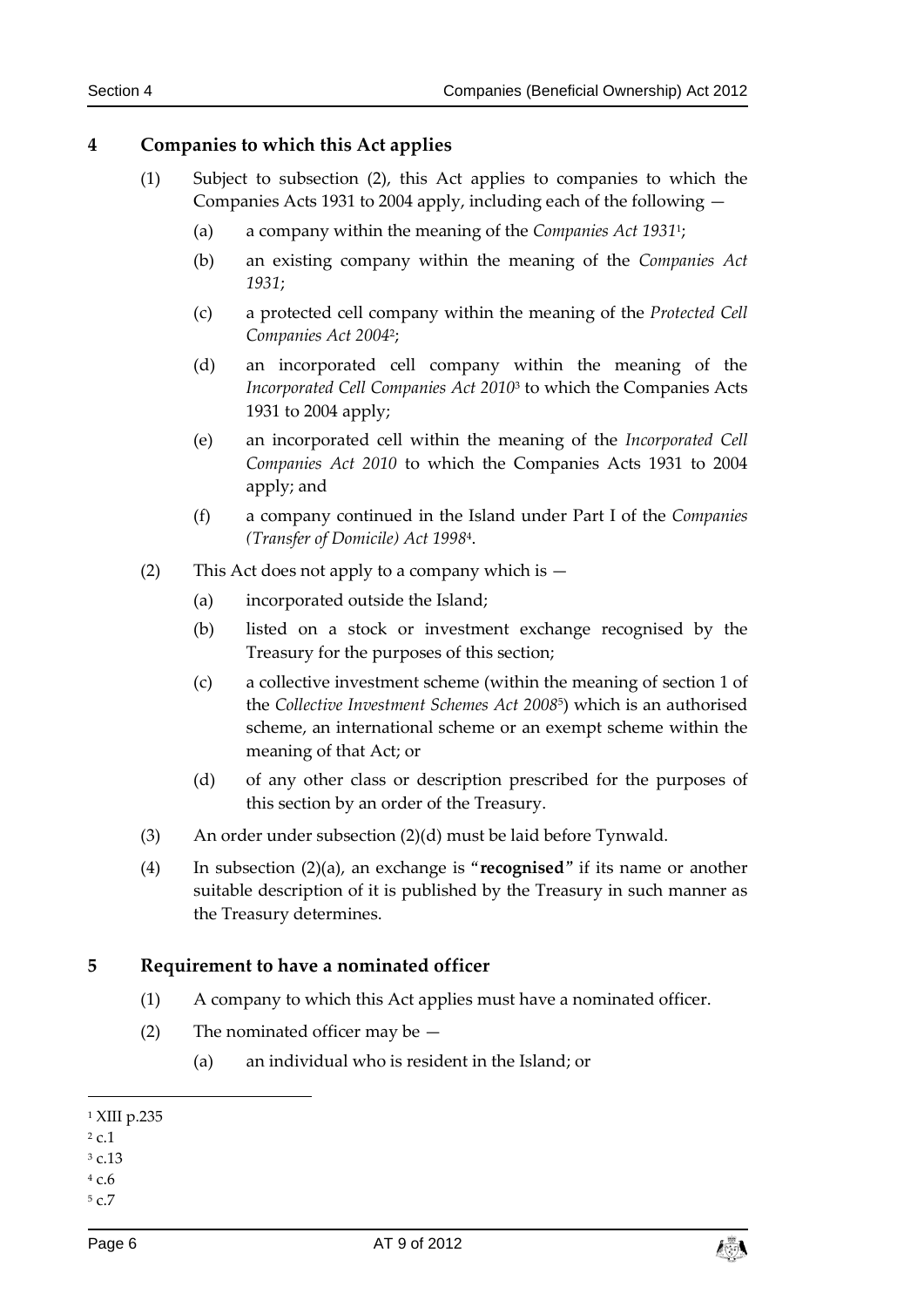## 4 Companies to which this Act applies

(1) Subject to subsection (2), this Act applies to companies to which the Companies Acts 1931 to 2004 apply, including each of the following —

(a) a company within the meaning of the *Companies Act 1931*[1];

(b) an existing company within the meaning of the *Companies Act 1931*;

(c) a protected cell company within the meaning of the *Protected Cell Companies Act 2004*[2];

(d) an incorporated cell company within the meaning of the *Incorporated Cell Companies Act 2010*[3] to which the Companies Acts 1931 to 2004 apply;

(e) an incorporated cell within the meaning of the *Incorporated Cell Companies Act 2010* to which the Companies Acts 1931 to 2004 apply; and

(f) a company continued in the Island under Part I of the *Companies (Transfer of Domicile) Act 1998*[4].

(2) This Act does not apply to a company which is —

(a) incorporated outside the Island;

(b) listed on a stock or investment exchange recognised by the Treasury for the purposes of this section;

(c) a collective investment scheme (within the meaning of section 1 of the *Collective Investment Schemes Act 2008*[5]) which is an authorised scheme, an international scheme or an exempt scheme within the meaning of that Act; or

(d) of any other class or description prescribed for the purposes of this section by an order of the Treasury.

(3) An order under subsection (2)(d) must be laid before Tynwald.

(4) In subsection (2)(a), an exchange is "**recognised**" if its name or another suitable description of it is published by the Treasury in such manner as the Treasury determines.

## 5 Requirement to have a nominated officer

(1) A company to which this Act applies must have a nominated officer.

(2) The nominated officer may be —

(a) an individual who is resident in the Island; or

---

[1] XIII p.235
[2] c.1
[3] c.13
[4] c.6
[5] c.7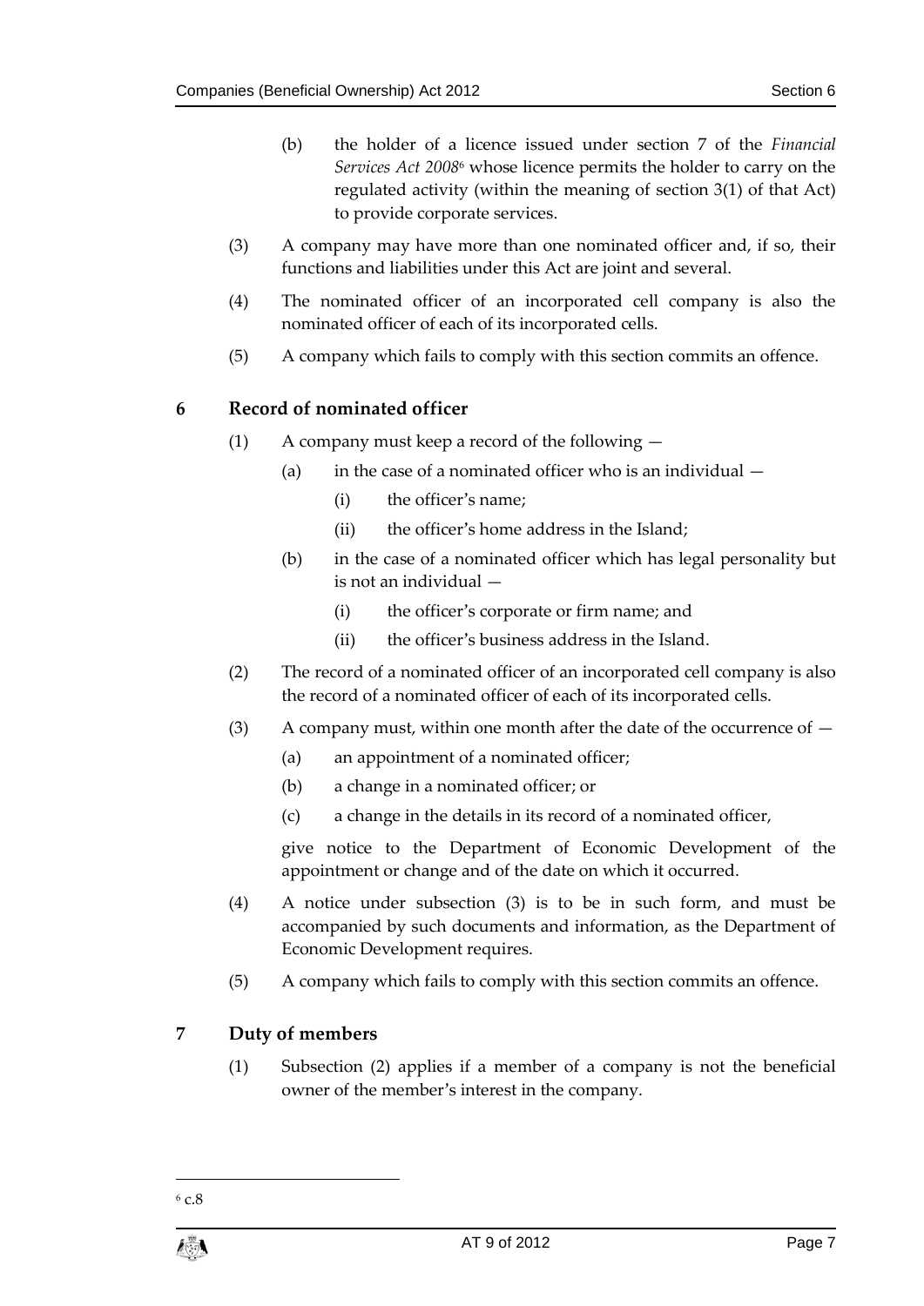(b) the holder of a licence issued under section 7 of the *Financial Services Act 2008*[6] whose licence permits the holder to carry on the regulated activity (within the meaning of section 3(1) of that Act) to provide corporate services.

(3) A company may have more than one nominated officer and, if so, their functions and liabilities under this Act are joint and several.

(4) The nominated officer of an incorporated cell company is also the nominated officer of each of its incorporated cells.

(5) A company which fails to comply with this section commits an offence.

## 6 Record of nominated officer

(1) A company must keep a record of the following —

(a) in the case of a nominated officer who is an individual —

(i) the officer's name;

(ii) the officer's home address in the Island;

(b) in the case of a nominated officer which has legal personality but is not an individual —

(i) the officer's corporate or firm name; and

(ii) the officer's business address in the Island.

(2) The record of a nominated officer of an incorporated cell company is also the record of a nominated officer of each of its incorporated cells.

(3) A company must, within one month after the date of the occurrence of —

(a) an appointment of a nominated officer;

(b) a change in a nominated officer; or

(c) a change in the details in its record of a nominated officer,

give notice to the Department of Economic Development of the appointment or change and of the date on which it occurred.

(4) A notice under subsection (3) is to be in such form, and must be accompanied by such documents and information, as the Department of Economic Development requires.

(5) A company which fails to comply with this section commits an offence.

## 7 Duty of members

(1) Subsection (2) applies if a member of a company is not the beneficial owner of the member's interest in the company.

---

[6] c.8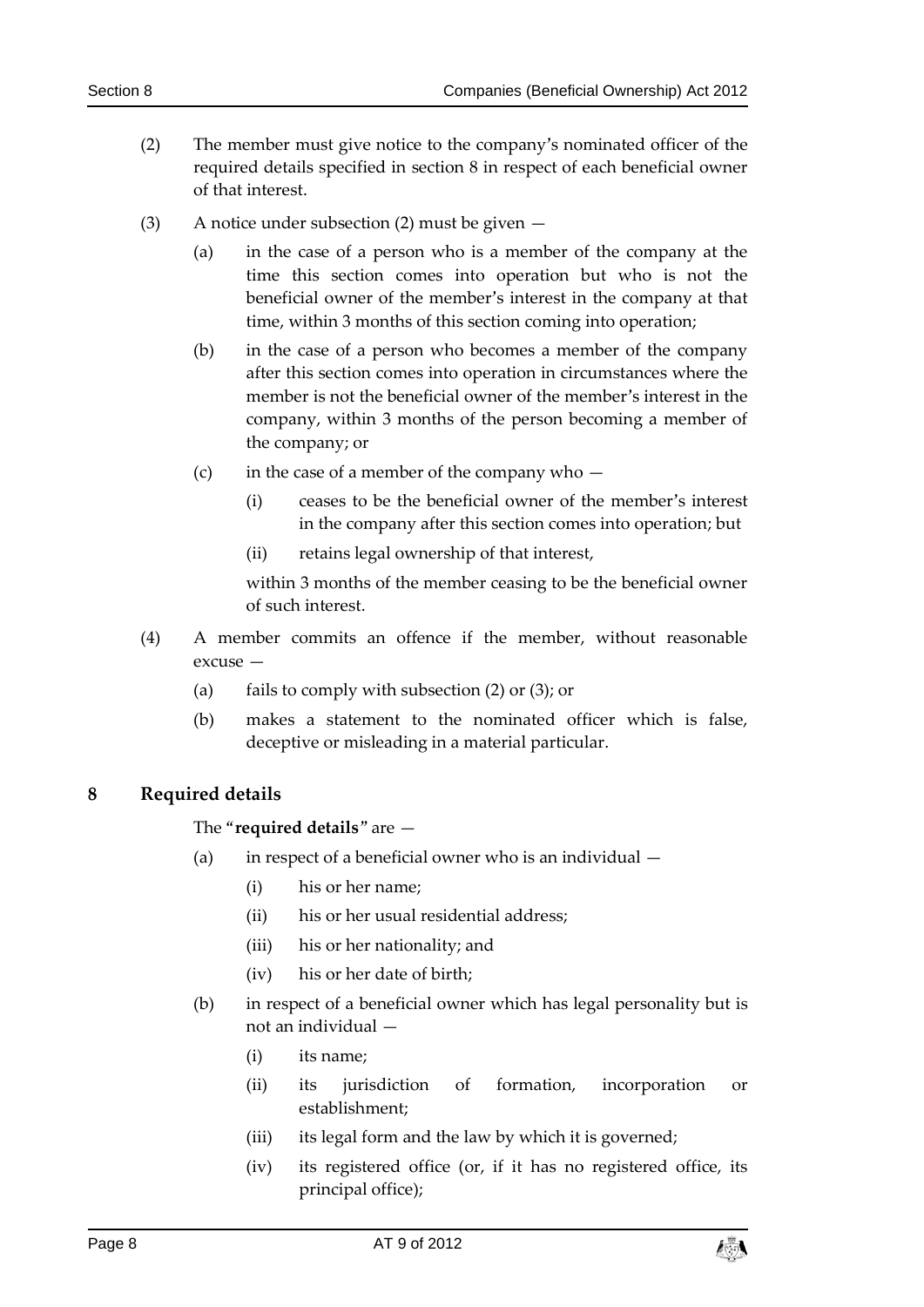(2) The member must give notice to the company's nominated officer of the required details specified in section 8 in respect of each beneficial owner of that interest.

(3) A notice under subsection (2) must be given —

(a) in the case of a person who is a member of the company at the time this section comes into operation but who is not the beneficial owner of the member's interest in the company at that time, within 3 months of this section coming into operation;

(b) in the case of a person who becomes a member of the company after this section comes into operation in circumstances where the member is not the beneficial owner of the member's interest in the company, within 3 months of the person becoming a member of the company; or

(c) in the case of a member of the company who —

(i) ceases to be the beneficial owner of the member's interest in the company after this section comes into operation; but

(ii) retains legal ownership of that interest,

within 3 months of the member ceasing to be the beneficial owner of such interest.

(4) A member commits an offence if the member, without reasonable excuse —

(a) fails to comply with subsection (2) or (3); or

(b) makes a statement to the nominated officer which is false, deceptive or misleading in a material particular.

## 8 Required details

The "**required details**" are —

(a) in respect of a beneficial owner who is an individual —

(i) his or her name;

(ii) his or her usual residential address;

(iii) his or her nationality; and

(iv) his or her date of birth;

(b) in respect of a beneficial owner which has legal personality but is not an individual —

(i) its name;

(ii) its jurisdiction of formation, incorporation or establishment;

(iii) its legal form and the law by which it is governed;

(iv) its registered office (or, if it has no registered office, its principal office);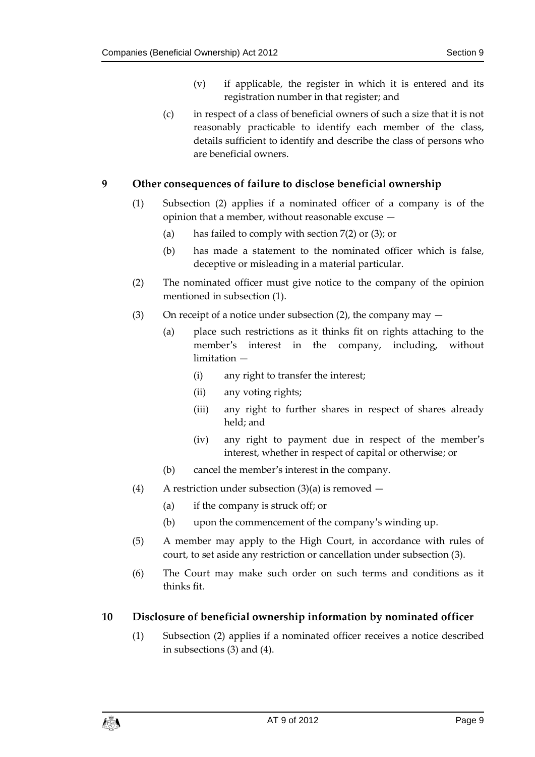(v) if applicable, the register in which it is entered and its registration number in that register; and

(c) in respect of a class of beneficial owners of such a size that it is not reasonably practicable to identify each member of the class, details sufficient to identify and describe the class of persons who are beneficial owners.

## 9 Other consequences of failure to disclose beneficial ownership

(1) Subsection (2) applies if a nominated officer of a company is of the opinion that a member, without reasonable excuse —

(a) has failed to comply with section 7(2) or (3); or

(b) has made a statement to the nominated officer which is false, deceptive or misleading in a material particular.

(2) The nominated officer must give notice to the company of the opinion mentioned in subsection (1).

(3) On receipt of a notice under subsection (2), the company may —

(a) place such restrictions as it thinks fit on rights attaching to the member's interest in the company, including, without limitation —

(i) any right to transfer the interest;

(ii) any voting rights;

(iii) any right to further shares in respect of shares already held; and

(iv) any right to payment due in respect of the member's interest, whether in respect of capital or otherwise; or

(b) cancel the member's interest in the company.

(4) A restriction under subsection (3)(a) is removed —

(a) if the company is struck off; or

(b) upon the commencement of the company's winding up.

(5) A member may apply to the High Court, in accordance with rules of court, to set aside any restriction or cancellation under subsection (3).

(6) The Court may make such order on such terms and conditions as it thinks fit.

## 10 Disclosure of beneficial ownership information by nominated officer

(1) Subsection (2) applies if a nominated officer receives a notice described in subsections (3) and (4).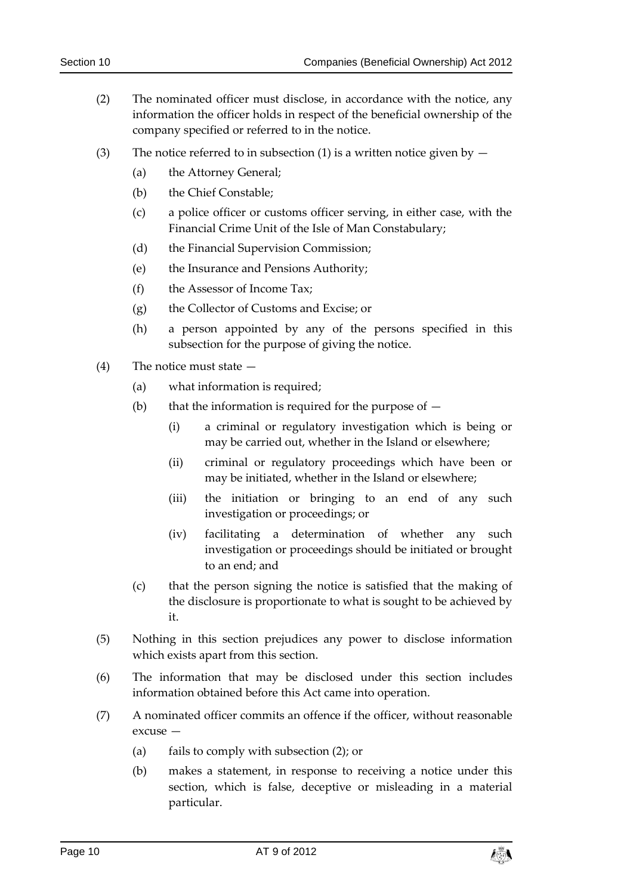(2) The nominated officer must disclose, in accordance with the notice, any information the officer holds in respect of the beneficial ownership of the company specified or referred to in the notice.

(3) The notice referred to in subsection (1) is a written notice given by —

- (a) the Attorney General;
- (b) the Chief Constable;
- (c) a police officer or customs officer serving, in either case, with the Financial Crime Unit of the Isle of Man Constabulary;
- (d) the Financial Supervision Commission;
- (e) the Insurance and Pensions Authority;
- (f) the Assessor of Income Tax;
- (g) the Collector of Customs and Excise; or
- (h) a person appointed by any of the persons specified in this subsection for the purpose of giving the notice.

(4) The notice must state —

- (a) what information is required;
- (b) that the information is required for the purpose of —
  - (i) a criminal or regulatory investigation which is being or may be carried out, whether in the Island or elsewhere;
  - (ii) criminal or regulatory proceedings which have been or may be initiated, whether in the Island or elsewhere;
  - (iii) the initiation or bringing to an end of any such investigation or proceedings; or
  - (iv) facilitating a determination of whether any such investigation or proceedings should be initiated or brought to an end; and
- (c) that the person signing the notice is satisfied that the making of the disclosure is proportionate to what is sought to be achieved by it.

(5) Nothing in this section prejudices any power to disclose information which exists apart from this section.

(6) The information that may be disclosed under this section includes information obtained before this Act came into operation.

(7) A nominated officer commits an offence if the officer, without reasonable excuse —

- (a) fails to comply with subsection (2); or
- (b) makes a statement, in response to receiving a notice under this section, which is false, deceptive or misleading in a material particular.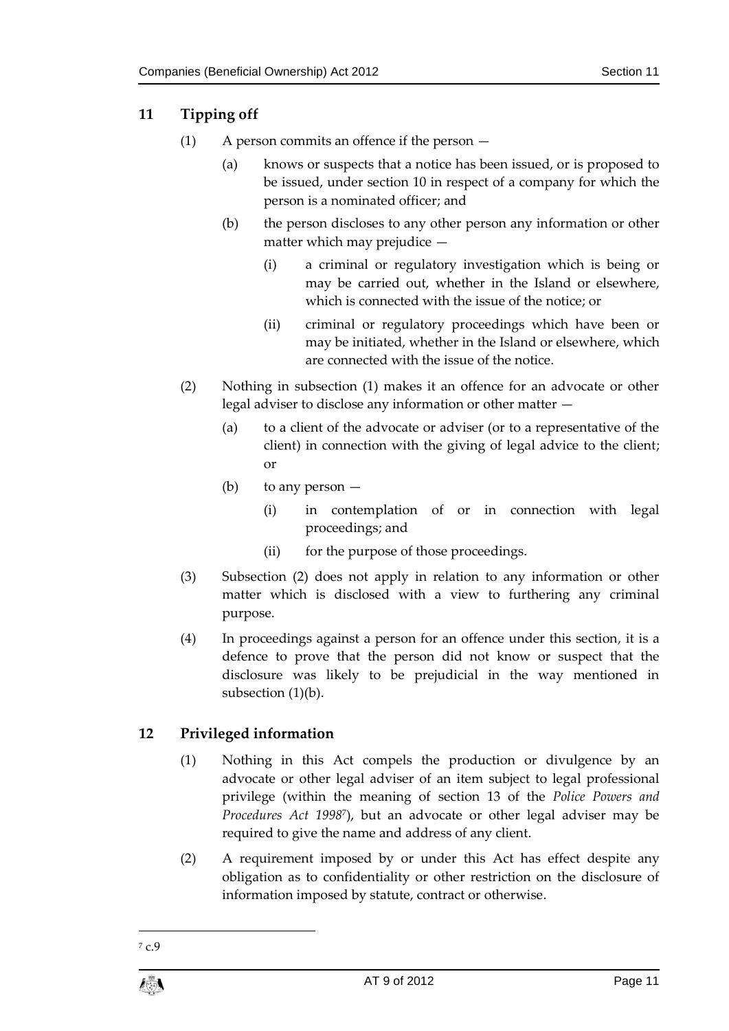## 11 Tipping off

(1) A person commits an offence if the person —

(a) knows or suspects that a notice has been issued, or is proposed to be issued, under section 10 in respect of a company for which the person is a nominated officer; and

(b) the person discloses to any other person any information or other matter which may prejudice —

(i) a criminal or regulatory investigation which is being or may be carried out, whether in the Island or elsewhere, which is connected with the issue of the notice; or

(ii) criminal or regulatory proceedings which have been or may be initiated, whether in the Island or elsewhere, which are connected with the issue of the notice.

(2) Nothing in subsection (1) makes it an offence for an advocate or other legal adviser to disclose any information or other matter —

(a) to a client of the advocate or adviser (or to a representative of the client) in connection with the giving of legal advice to the client; or

(b) to any person —

(i) in contemplation of or in connection with legal proceedings; and

(ii) for the purpose of those proceedings.

(3) Subsection (2) does not apply in relation to any information or other matter which is disclosed with a view to furthering any criminal purpose.

(4) In proceedings against a person for an offence under this section, it is a defence to prove that the person did not know or suspect that the disclosure was likely to be prejudicial in the way mentioned in subsection (1)(b).

## 12 Privileged information

(1) Nothing in this Act compels the production or divulgence by an advocate or other legal adviser of an item subject to legal professional privilege (within the meaning of section 13 of the *Police Powers and Procedures Act 1998*[7]), but an advocate or other legal adviser may be required to give the name and address of any client.

(2) A requirement imposed by or under this Act has effect despite any obligation as to confidentiality or other restriction on the disclosure of information imposed by statute, contract or otherwise.

[7] c.9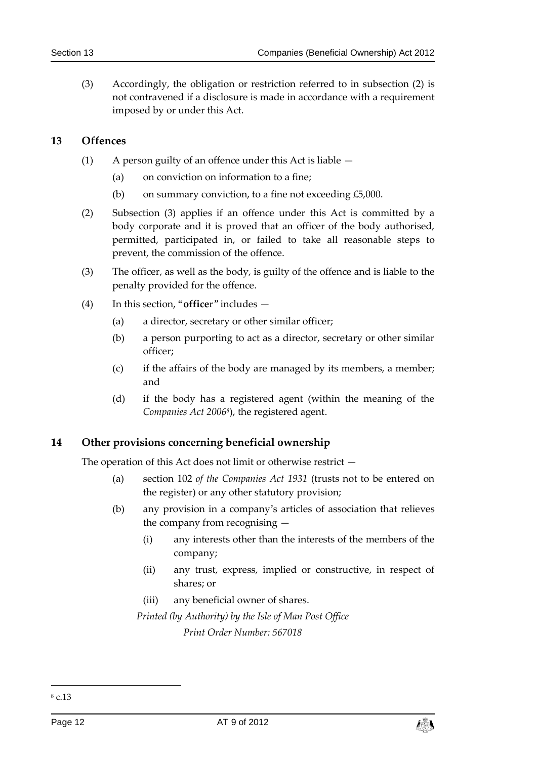(3) Accordingly, the obligation or restriction referred to in subsection (2) is not contravened if a disclosure is made in accordance with a requirement imposed by or under this Act.

## 13 Offences

(1) A person guilty of an offence under this Act is liable —

(a) on conviction on information to a fine;

(b) on summary conviction, to a fine not exceeding £5,000.

(2) Subsection (3) applies if an offence under this Act is committed by a body corporate and it is proved that an officer of the body authorised, permitted, participated in, or failed to take all reasonable steps to prevent, the commission of the offence.

(3) The officer, as well as the body, is guilty of the offence and is liable to the penalty provided for the offence.

(4) In this section, "**office**r" includes —

(a) a director, secretary or other similar officer;

(b) a person purporting to act as a director, secretary or other similar officer;

(c) if the affairs of the body are managed by its members, a member; and

(d) if the body has a registered agent (within the meaning of the *Companies Act 2006*[8]), the registered agent.

## 14 Other provisions concerning beneficial ownership

The operation of this Act does not limit or otherwise restrict —

(a) section 102 *of the Companies Act 1931* (trusts not to be entered on the register) or any other statutory provision;

(b) any provision in a company's articles of association that relieves the company from recognising —

(i) any interests other than the interests of the members of the company;

(ii) any trust, express, implied or constructive, in respect of shares; or

(iii) any beneficial owner of shares.

*Printed (by Authority) by the Isle of Man Post Office*

*Print Order Number: 567018*

---

[8] c.13